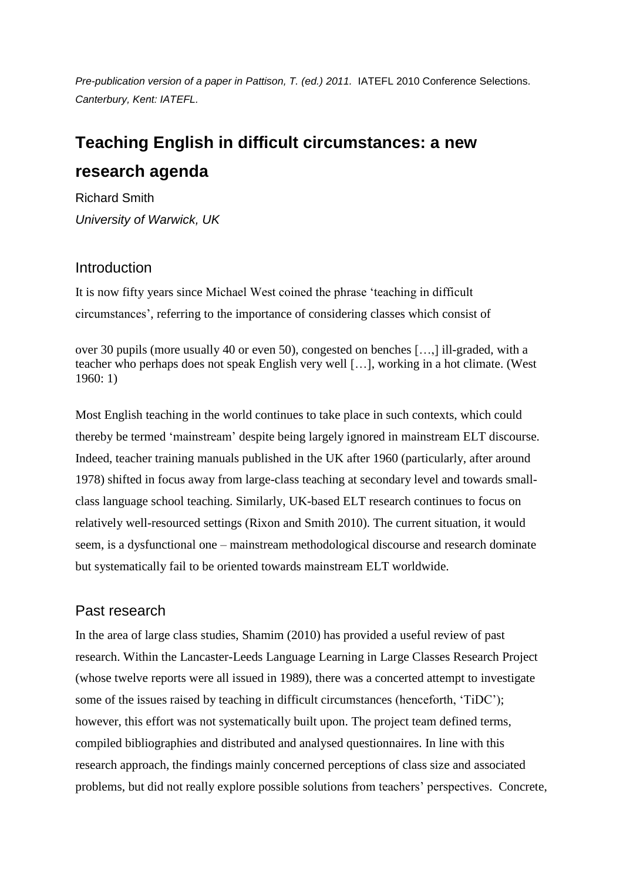*Pre-publication version of a paper in Pattison, T. (ed.) 2011.* IATEFL 2010 Conference Selections. *Canterbury, Kent: IATEFL.*

# Teaching English in difficult circumstances: a new research agenda

Richard Smith

*University of Warwick, UK*

## Introduction

It is now fifty years since Michael West coined the phrase 'teaching in difficult circumstances', referring to the importance of considering classes which consist of

> over 30 pupils (more usually 40 or even 50), congested on benches […,] ill-graded, with a teacher who perhaps does not speak English very well […], working in a hot climate. (West 1960: 1)

Most English teaching in the world continues to take place in such contexts, which could thereby be termed 'mainstream' despite being largely ignored in mainstream ELT discourse. Indeed, teacher training manuals published in the UK after 1960 (particularly, after around 1978) shifted in focus away from large-class teaching at secondary level and towards small-class language school teaching. Similarly, UK-based ELT research continues to focus on relatively well-resourced settings (Rixon and Smith 2010). The current situation, it would seem, is a dysfunctional one – mainstream methodological discourse and research dominate but systematically fail to be oriented towards mainstream ELT worldwide.

## Past research

In the area of large class studies, Shamim (2010) has provided a useful review of past research. Within the Lancaster-Leeds Language Learning in Large Classes Research Project (whose twelve reports were all issued in 1989), there was a concerted attempt to investigate some of the issues raised by teaching in difficult circumstances (henceforth, 'TiDC'); however, this effort was not systematically built upon. The project team defined terms, compiled bibliographies and distributed and analysed questionnaires. In line with this research approach, the findings mainly concerned perceptions of class size and associated problems, but did not really explore possible solutions from teachers' perspectives. Concrete,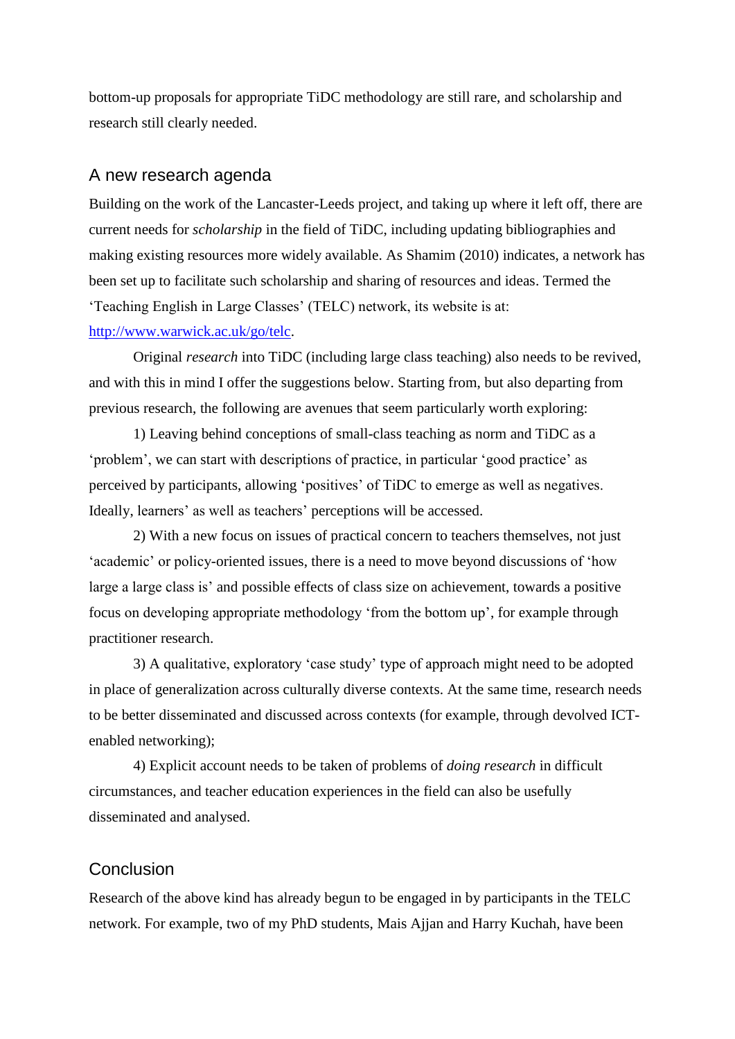bottom-up proposals for appropriate TiDC methodology are still rare, and scholarship and research still clearly needed.

## A new research agenda

Building on the work of the Lancaster-Leeds project, and taking up where it left off, there are current needs for *scholarship* in the field of TiDC, including updating bibliographies and making existing resources more widely available. As Shamim (2010) indicates, a network has been set up to facilitate such scholarship and sharing of resources and ideas. Termed the 'Teaching English in Large Classes' (TELC) network, its website is at: [http://www.warwick.ac.uk/go/telc](http://www.warwick.ac.uk/go/telc).

Original *research* into TiDC (including large class teaching) also needs to be revived, and with this in mind I offer the suggestions below. Starting from, but also departing from previous research, the following are avenues that seem particularly worth exploring:

1) Leaving behind conceptions of small-class teaching as norm and TiDC as a 'problem', we can start with descriptions of practice, in particular 'good practice' as perceived by participants, allowing 'positives' of TiDC to emerge as well as negatives. Ideally, learners' as well as teachers' perceptions will be accessed.

2) With a new focus on issues of practical concern to teachers themselves, not just 'academic' or policy-oriented issues, there is a need to move beyond discussions of 'how large a large class is' and possible effects of class size on achievement, towards a positive focus on developing appropriate methodology 'from the bottom up', for example through practitioner research.

3) A qualitative, exploratory 'case study' type of approach might need to be adopted in place of generalization across culturally diverse contexts. At the same time, research needs to be better disseminated and discussed across contexts (for example, through devolved ICT-enabled networking);

4) Explicit account needs to be taken of problems of *doing research* in difficult circumstances, and teacher education experiences in the field can also be usefully disseminated and analysed.

## Conclusion

Research of the above kind has already begun to be engaged in by participants in the TELC network. For example, two of my PhD students, Mais Ajjan and Harry Kuchah, have been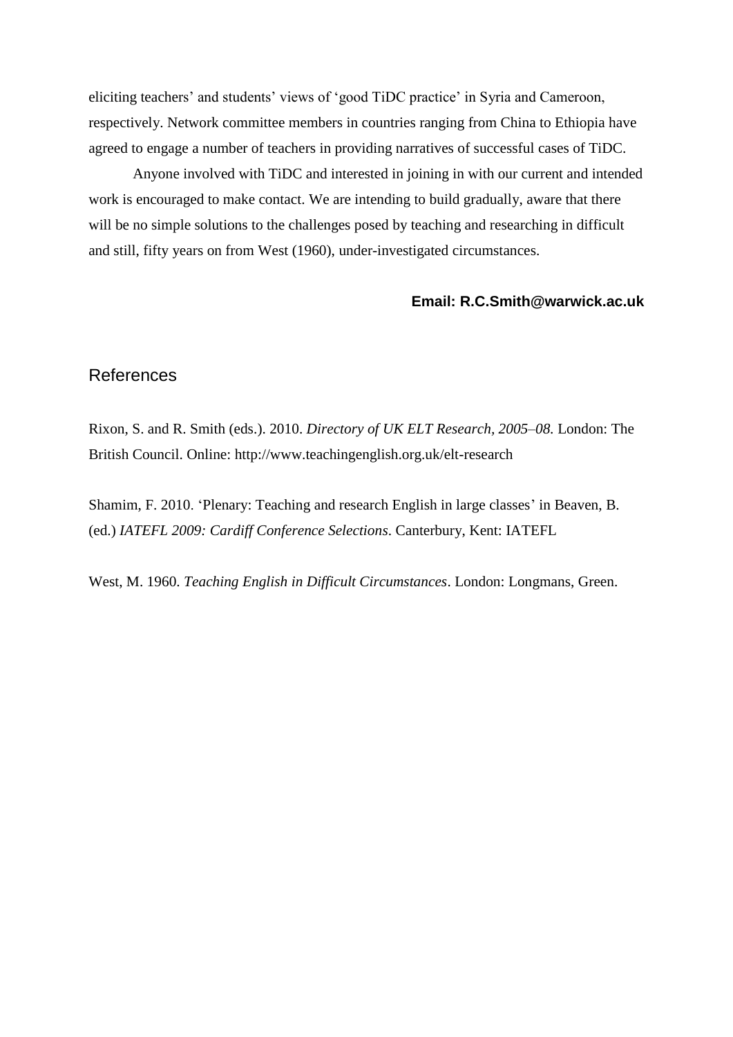eliciting teachers' and students' views of 'good TiDC practice' in Syria and Cameroon, respectively. Network committee members in countries ranging from China to Ethiopia have agreed to engage a number of teachers in providing narratives of successful cases of TiDC.

Anyone involved with TiDC and interested in joining in with our current and intended work is encouraged to make contact. We are intending to build gradually, aware that there will be no simple solutions to the challenges posed by teaching and researching in difficult and still, fifty years on from West (1960), under-investigated circumstances.

**Email: R.C.Smith@warwick.ac.uk**

## References

Rixon, S. and R. Smith (eds.). 2010. *Directory of UK ELT Research, 2005–08.* London: The British Council. Online: http://www.teachingenglish.org.uk/elt-research

Shamim, F. 2010. 'Plenary: Teaching and research English in large classes' in Beaven, B. (ed.) *IATEFL 2009: Cardiff Conference Selections*. Canterbury, Kent: IATEFL

West, M. 1960. *Teaching English in Difficult Circumstances*. London: Longmans, Green.